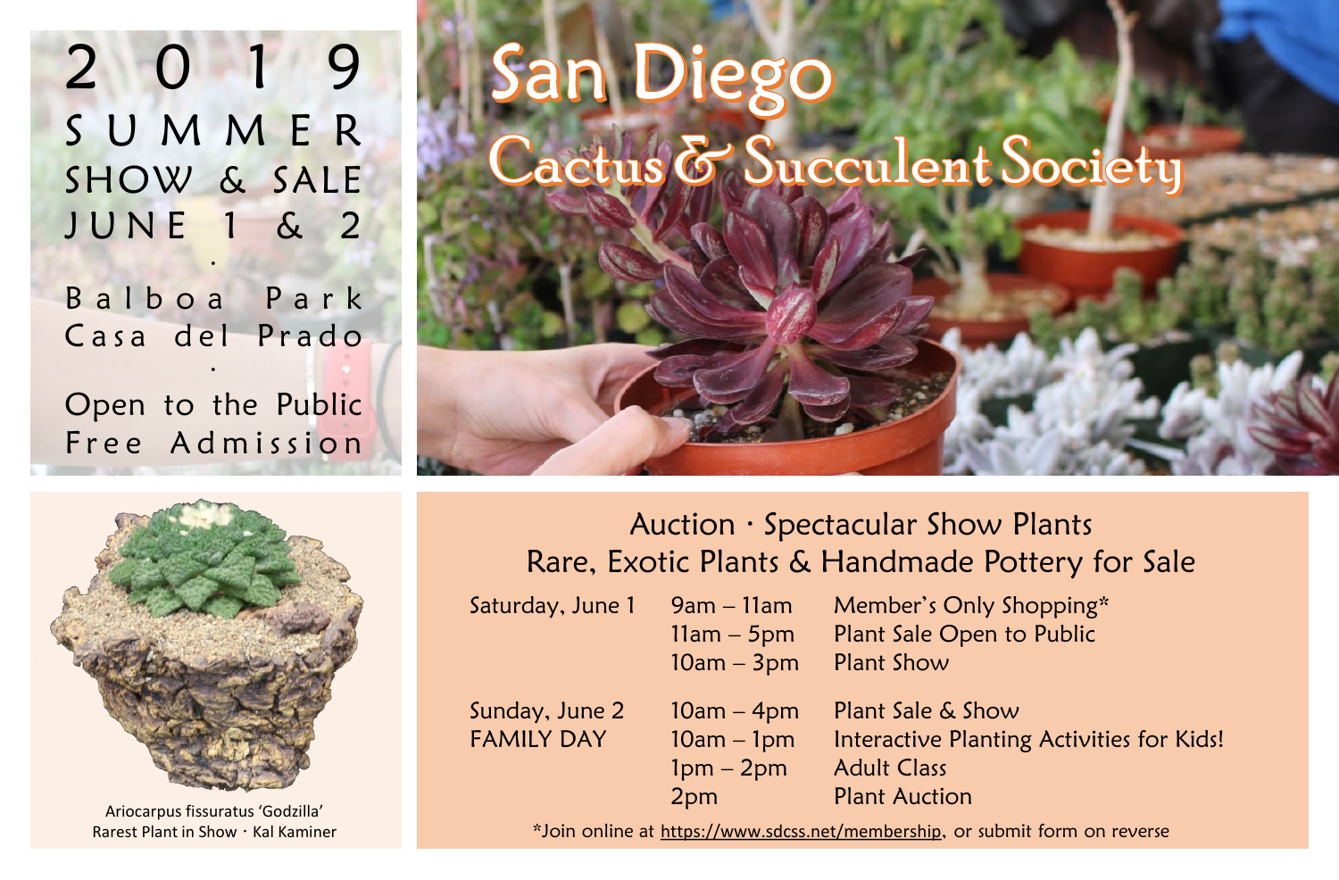# 2019 SUMMER SHOW & SALE

## JUNE 1 & 2

Balboa Park
Casa del Prado

Open to the Public
Free Admission

# San Diego Cactus & Succulent Society

Ariocarpus fissuratus 'Godzilla'
Rarest Plant in Show · Kal Kaminer

## Auction · Spectacular Show Plants
## Rare, Exotic Plants & Handmade Pottery for Sale

| | | |
|---|---|---|
| Saturday, June 1 | 9am – 11am | Member's Only Shopping* |
| | 11am – 5pm | Plant Sale Open to Public |
| | 10am – 3pm | Plant Show |
| Sunday, June 2 | 10am – 4pm | Plant Sale & Show |
| FAMILY DAY | 10am – 1pm | Interactive Planting Activities for Kids! |
| | 1pm – 2pm | Adult Class |
| | 2pm | Plant Auction |

*Join online at https://www.sdcss.net/membership, or submit form on reverse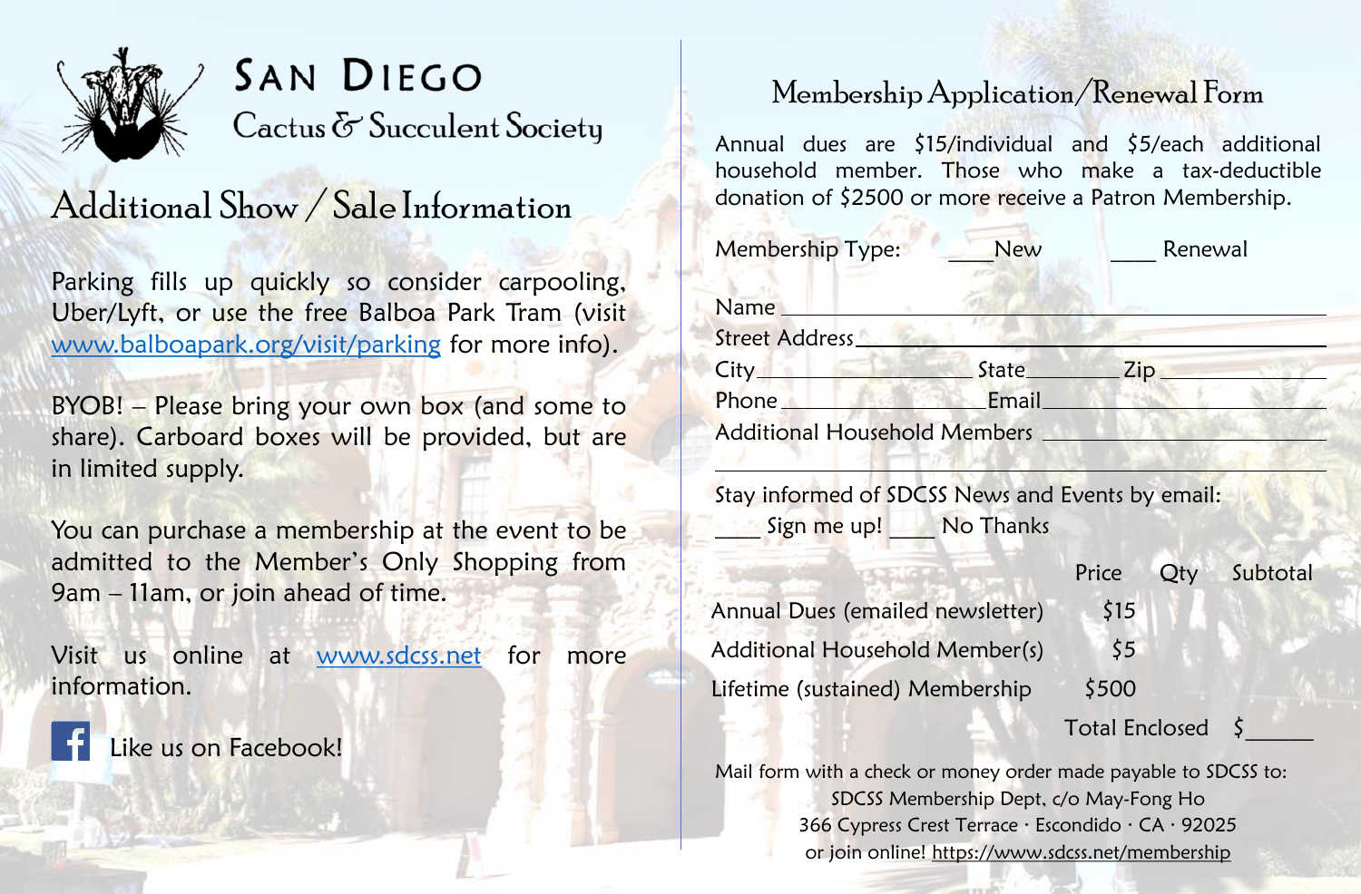# San Diego
## Cactus & Succulent Society

## Additional Show / Sale Information

Parking fills up quickly so consider carpooling, Uber/Lyft, or use the free Balboa Park Tram (visit www.balboapark.org/visit/parking for more info).

BYOB! – Please bring your own box (and some to share). Carboard boxes will be provided, but are in limited supply.

You can purchase a membership at the event to be admitted to the Member's Only Shopping from 9am – 11am, or join ahead of time.

Visit us online at www.sdcss.net for more information.

Like us on Facebook!

## Membership Application/Renewal Form

Annual dues are $15/individual and $5/each additional household member. Those who make a tax-deductible donation of $2500 or more receive a Patron Membership.

Membership Type: ____New ____ Renewal

Name ______________________________

Street Address ______________________________

City ____________ State ________ Zip ____________

Phone ____________ Email ____________

Additional Household Members ______________________________

______________________________

Stay informed of SDCSS News and Events by email:

____ Sign me up! ____ No Thanks

| | Price | Qty | Subtotal |
|---|---|---|---|
| Annual Dues (emailed newsletter) | $15 | | |
| Additional Household Member(s) | $5 | | |
| Lifetime (sustained) Membership | $500 | | |
| | Total Enclosed | | $_____ |

Mail form with a check or money order made payable to SDCSS to:
SDCSS Membership Dept, c/o May-Fong Ho
366 Cypress Crest Terrace · Escondido · CA · 92025
or join online! https://www.sdcss.net/membership